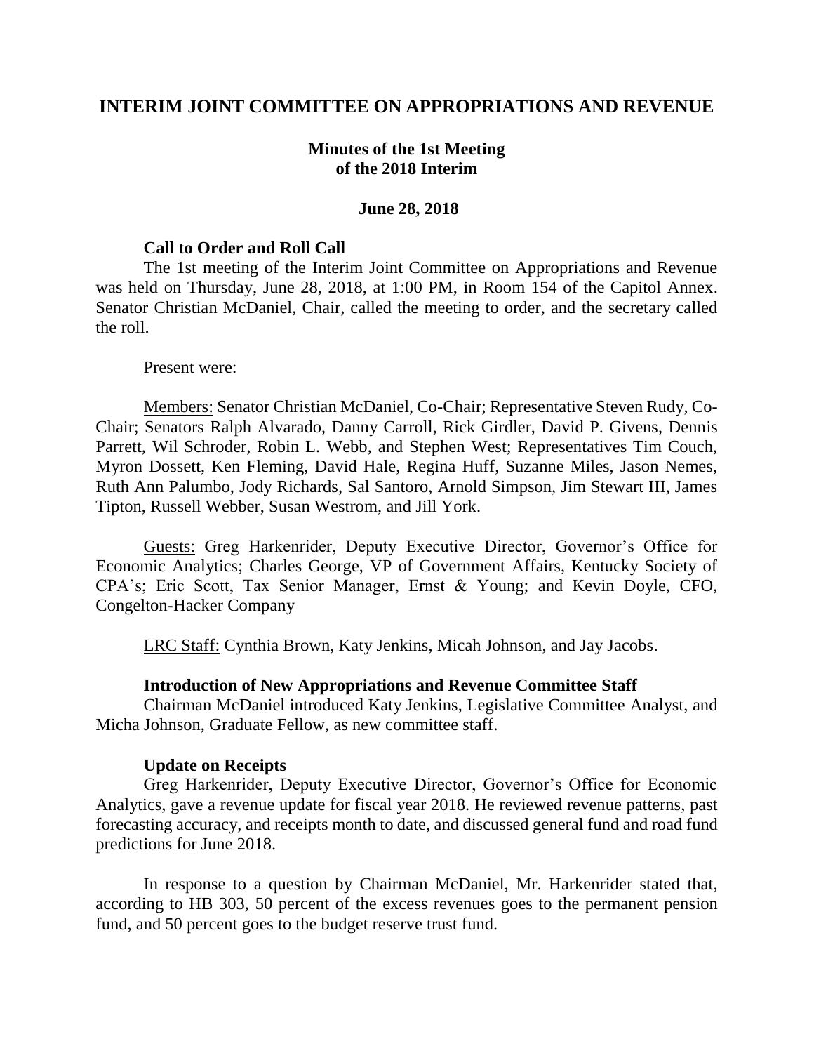# INTERIM JOINT COMMITTEE ON APPROPRIATIONS AND REVENUE

**Minutes of the 1st Meeting of the 2018 Interim**

**June 28, 2018**

### Call to Order and Roll Call

The 1st meeting of the Interim Joint Committee on Appropriations and Revenue was held on Thursday, June 28, 2018, at 1:00 PM, in Room 154 of the Capitol Annex. Senator Christian McDaniel, Chair, called the meeting to order, and the secretary called the roll.

Present were:

Members: Senator Christian McDaniel, Co-Chair; Representative Steven Rudy, Co-Chair; Senators Ralph Alvarado, Danny Carroll, Rick Girdler, David P. Givens, Dennis Parrett, Wil Schroder, Robin L. Webb, and Stephen West; Representatives Tim Couch, Myron Dossett, Ken Fleming, David Hale, Regina Huff, Suzanne Miles, Jason Nemes, Ruth Ann Palumbo, Jody Richards, Sal Santoro, Arnold Simpson, Jim Stewart III, James Tipton, Russell Webber, Susan Westrom, and Jill York.

Guests: Greg Harkenrider, Deputy Executive Director, Governor's Office for Economic Analytics; Charles George, VP of Government Affairs, Kentucky Society of CPA's; Eric Scott, Tax Senior Manager, Ernst & Young; and Kevin Doyle, CFO, Congelton-Hacker Company

LRC Staff: Cynthia Brown, Katy Jenkins, Micah Johnson, and Jay Jacobs.

### Introduction of New Appropriations and Revenue Committee Staff

Chairman McDaniel introduced Katy Jenkins, Legislative Committee Analyst, and Micha Johnson, Graduate Fellow, as new committee staff.

### Update on Receipts

Greg Harkenrider, Deputy Executive Director, Governor's Office for Economic Analytics, gave a revenue update for fiscal year 2018. He reviewed revenue patterns, past forecasting accuracy, and receipts month to date, and discussed general fund and road fund predictions for June 2018.

In response to a question by Chairman McDaniel, Mr. Harkenrider stated that, according to HB 303, 50 percent of the excess revenues goes to the permanent pension fund, and 50 percent goes to the budget reserve trust fund.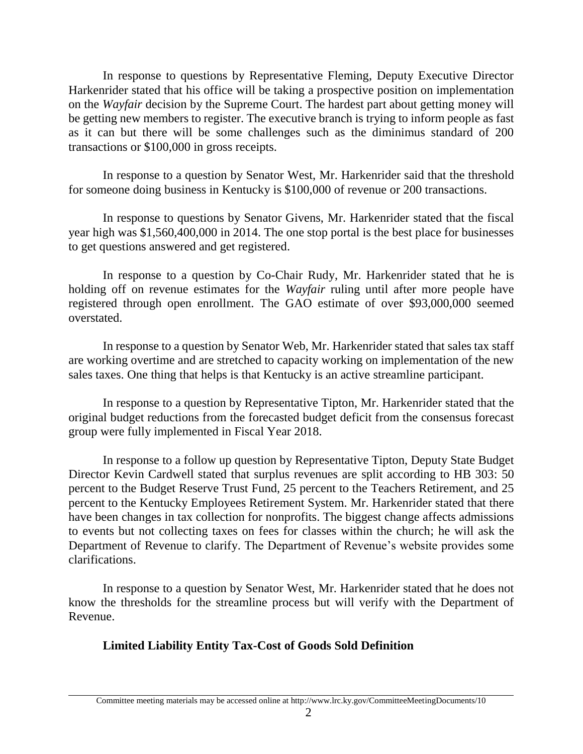In response to questions by Representative Fleming, Deputy Executive Director Harkenrider stated that his office will be taking a prospective position on implementation on the *Wayfair* decision by the Supreme Court. The hardest part about getting money will be getting new members to register. The executive branch is trying to inform people as fast as it can but there will be some challenges such as the diminimus standard of 200 transactions or $100,000 in gross receipts.

In response to a question by Senator West, Mr. Harkenrider said that the threshold for someone doing business in Kentucky is $100,000 of revenue or 200 transactions.

In response to questions by Senator Givens, Mr. Harkenrider stated that the fiscal year high was $1,560,400,000 in 2014. The one stop portal is the best place for businesses to get questions answered and get registered.

In response to a question by Co-Chair Rudy, Mr. Harkenrider stated that he is holding off on revenue estimates for the *Wayfair* ruling until after more people have registered through open enrollment. The GAO estimate of over $93,000,000 seemed overstated.

In response to a question by Senator Web, Mr. Harkenrider stated that sales tax staff are working overtime and are stretched to capacity working on implementation of the new sales taxes. One thing that helps is that Kentucky is an active streamline participant.

In response to a question by Representative Tipton, Mr. Harkenrider stated that the original budget reductions from the forecasted budget deficit from the consensus forecast group were fully implemented in Fiscal Year 2018.

In response to a follow up question by Representative Tipton, Deputy State Budget Director Kevin Cardwell stated that surplus revenues are split according to HB 303: 50 percent to the Budget Reserve Trust Fund, 25 percent to the Teachers Retirement, and 25 percent to the Kentucky Employees Retirement System. Mr. Harkenrider stated that there have been changes in tax collection for nonprofits. The biggest change affects admissions to events but not collecting taxes on fees for classes within the church; he will ask the Department of Revenue to clarify. The Department of Revenue's website provides some clarifications.

In response to a question by Senator West, Mr. Harkenrider stated that he does not know the thresholds for the streamline process but will verify with the Department of Revenue.

**Limited Liability Entity Tax-Cost of Goods Sold Definition**

Committee meeting materials may be accessed online at http://www.lrc.ky.gov/CommitteeMeetingDocuments/10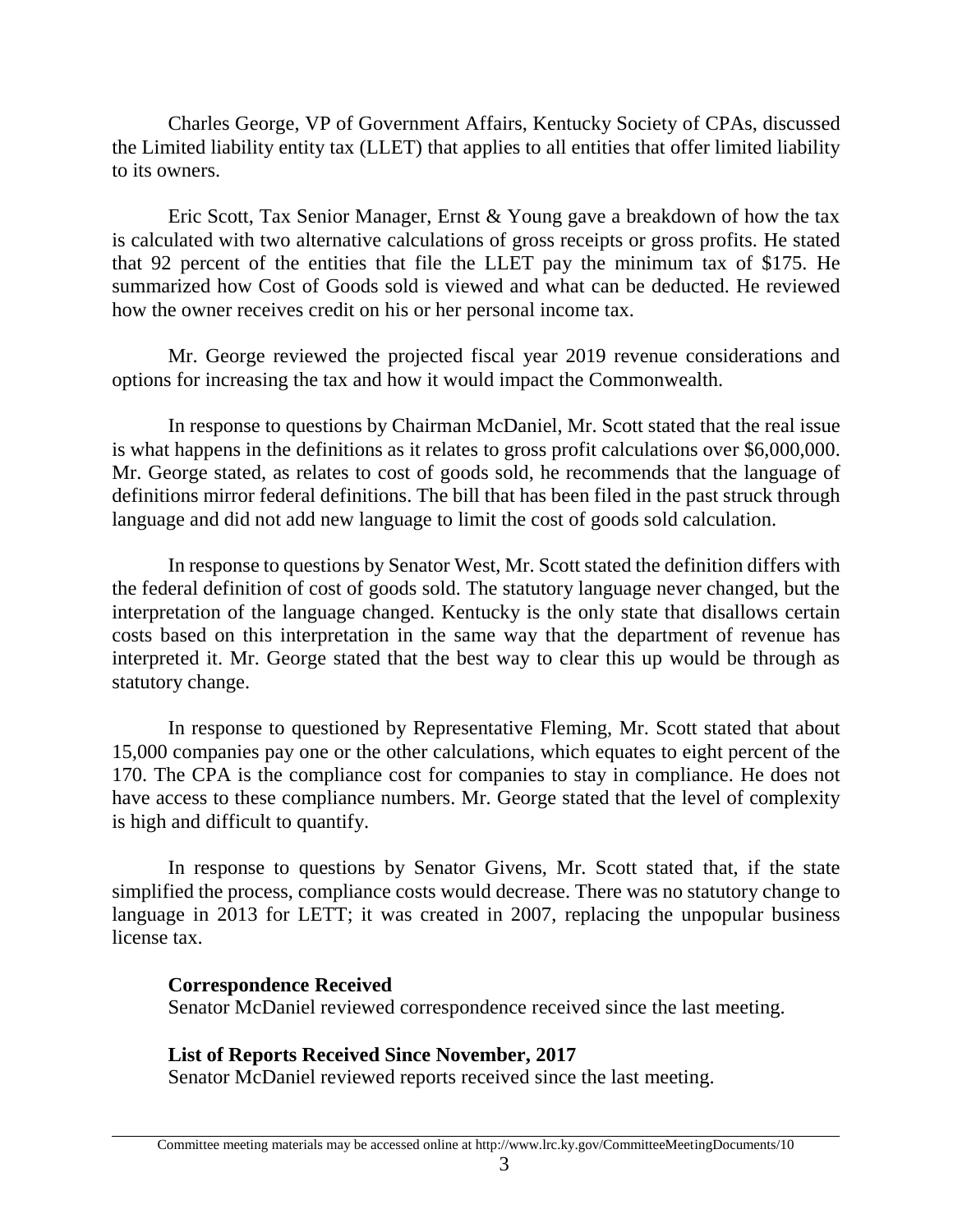Charles George, VP of Government Affairs, Kentucky Society of CPAs, discussed the Limited liability entity tax (LLET) that applies to all entities that offer limited liability to its owners.

Eric Scott, Tax Senior Manager, Ernst & Young gave a breakdown of how the tax is calculated with two alternative calculations of gross receipts or gross profits. He stated that 92 percent of the entities that file the LLET pay the minimum tax of $175. He summarized how Cost of Goods sold is viewed and what can be deducted. He reviewed how the owner receives credit on his or her personal income tax.

Mr. George reviewed the projected fiscal year 2019 revenue considerations and options for increasing the tax and how it would impact the Commonwealth.

In response to questions by Chairman McDaniel, Mr. Scott stated that the real issue is what happens in the definitions as it relates to gross profit calculations over $6,000,000. Mr. George stated, as relates to cost of goods sold, he recommends that the language of definitions mirror federal definitions. The bill that has been filed in the past struck through language and did not add new language to limit the cost of goods sold calculation.

In response to questions by Senator West, Mr. Scott stated the definition differs with the federal definition of cost of goods sold. The statutory language never changed, but the interpretation of the language changed. Kentucky is the only state that disallows certain costs based on this interpretation in the same way that the department of revenue has interpreted it. Mr. George stated that the best way to clear this up would be through as statutory change.

In response to questioned by Representative Fleming, Mr. Scott stated that about 15,000 companies pay one or the other calculations, which equates to eight percent of the 170. The CPA is the compliance cost for companies to stay in compliance. He does not have access to these compliance numbers. Mr. George stated that the level of complexity is high and difficult to quantify.

In response to questions by Senator Givens, Mr. Scott stated that, if the state simplified the process, compliance costs would decrease. There was no statutory change to language in 2013 for LETT; it was created in 2007, replacing the unpopular business license tax.

**Correspondence Received**
Senator McDaniel reviewed correspondence received since the last meeting.

**List of Reports Received Since November, 2017**
Senator McDaniel reviewed reports received since the last meeting.

Committee meeting materials may be accessed online at http://www.lrc.ky.gov/CommitteeMeetingDocuments/10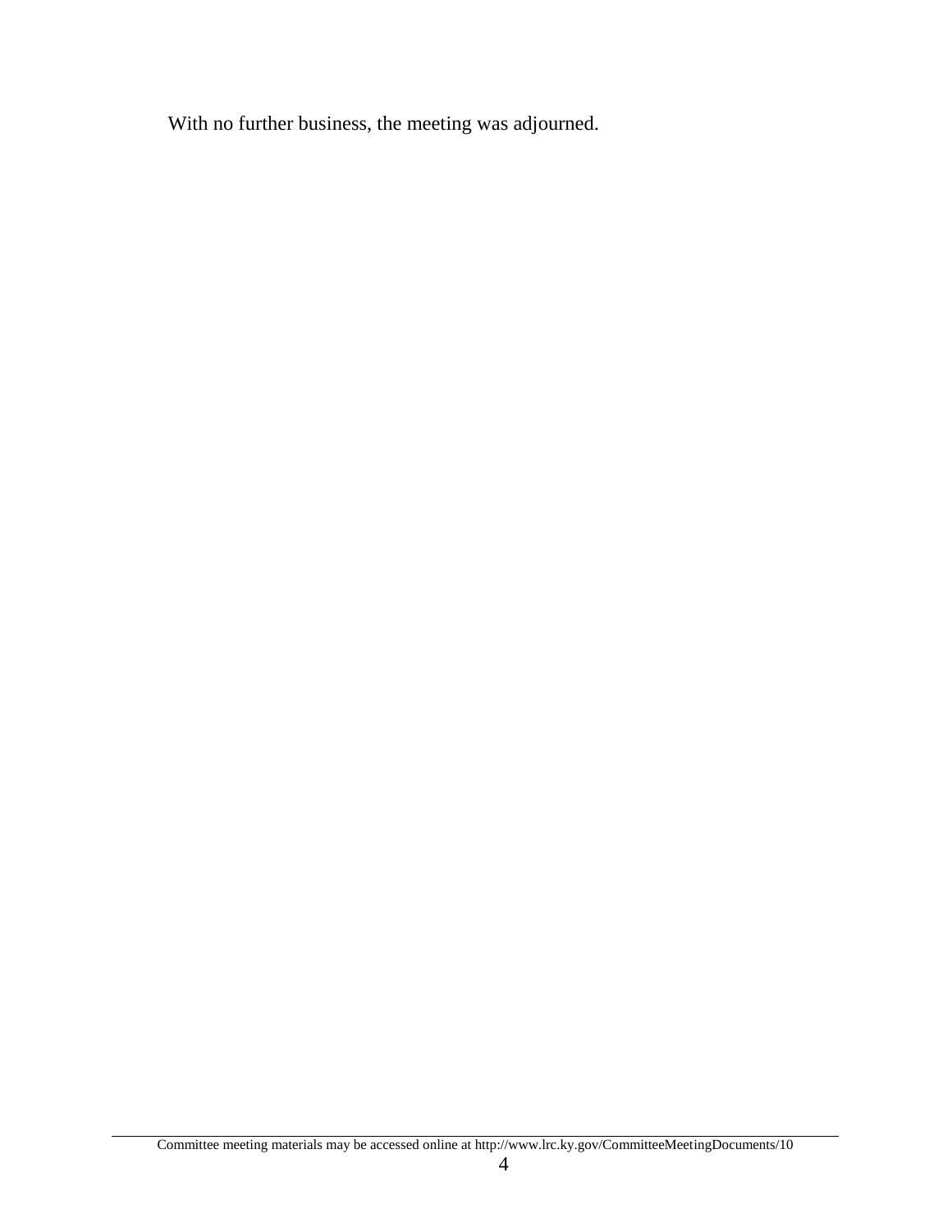With no further business, the meeting was adjourned.